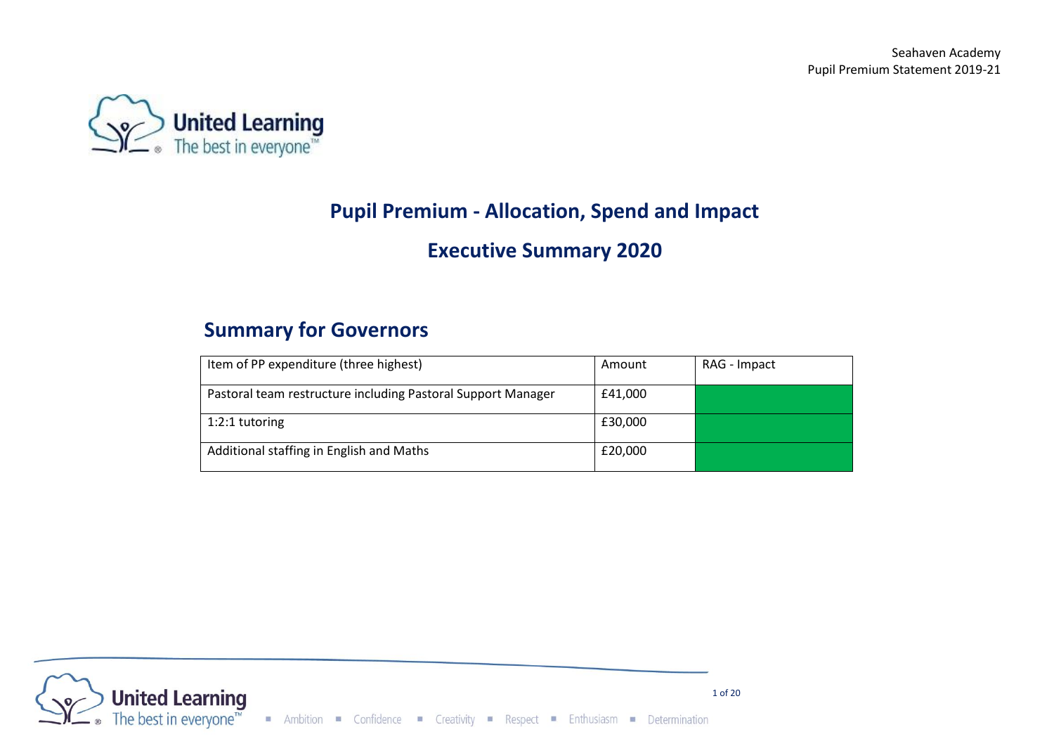# Pupil Premium - Allocation, Spend and Impact

## Executive Summary 2020

## Summary for Governors

| Item of PP expenditure (three highest) | Amount | RAG - Impact |
|---|---|---|
| Pastoral team restructure including Pastoral Support Manager | £41,000 | |
| 1:2:1 tutoring | £30,000 | |
| Additional staffing in English and Maths | £20,000 | |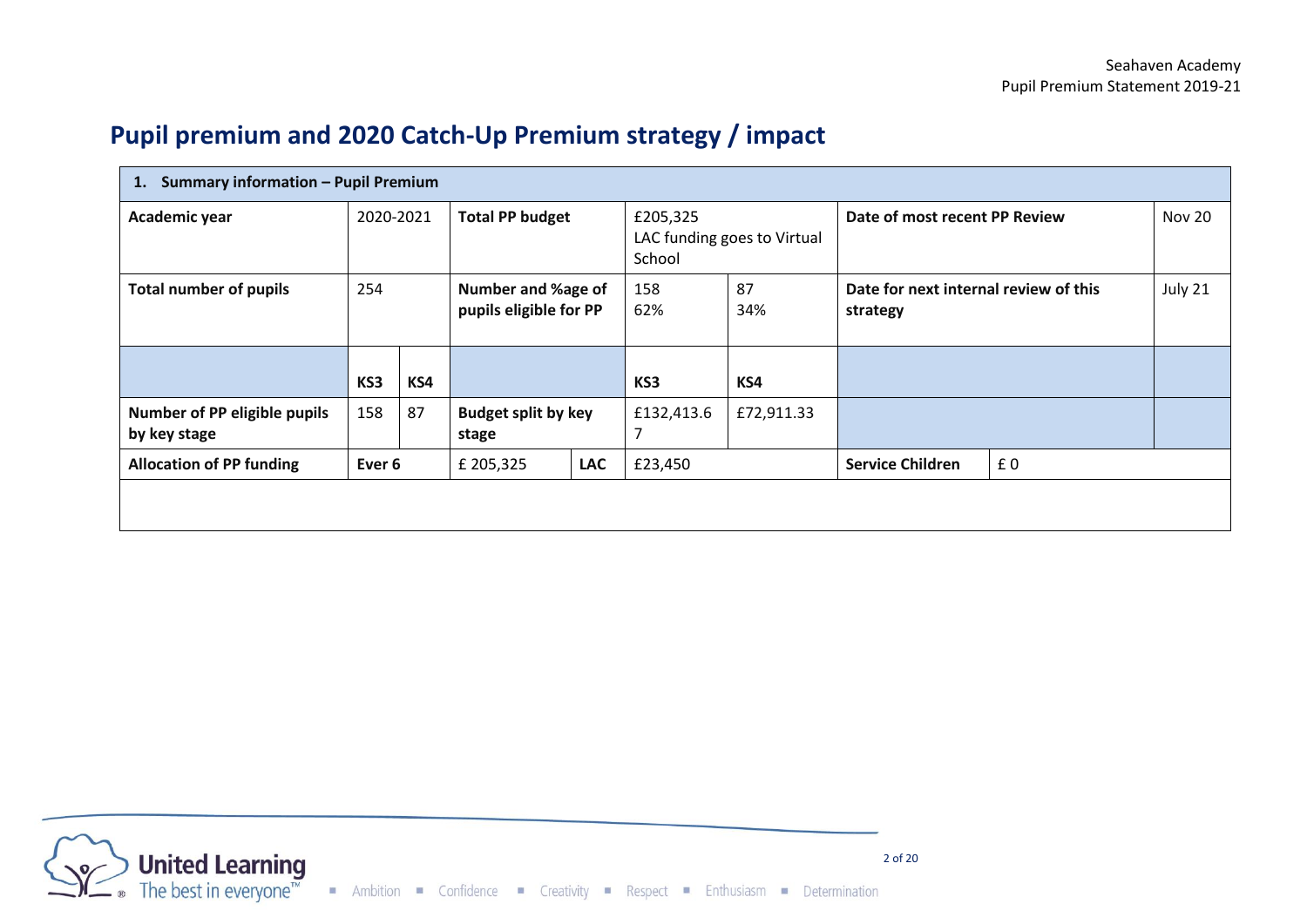# Pupil premium and 2020 Catch-Up Premium strategy / impact

| **1. Summary information – Pupil Premium** | | | | | | | | | |
|---|---|---|---|---|---|---|---|---|---|
| **Academic year** | 2020-2021 | | **Total PP budget** | | £205,325 LAC funding goes to Virtual School | | **Date of most recent PP Review** | | Nov 20 |
| **Total number of pupils** | 254 | | **Number and %age of pupils eligible for PP** | | 158 62% | 87 34% | **Date for next internal review of this strategy** | | July 21 |
| | **KS3** | **KS4** | | | **KS3** | **KS4** | | | |
| **Number of PP eligible pupils by key stage** | 158 | 87 | **Budget split by key stage** | | £132,413.67 | £72,911.33 | | | |
| **Allocation of PP funding** | **Ever 6** | | £ 205,325 | **LAC** | £23,450 | | **Service Children** | £ 0 | |
| | | | | | | | | | |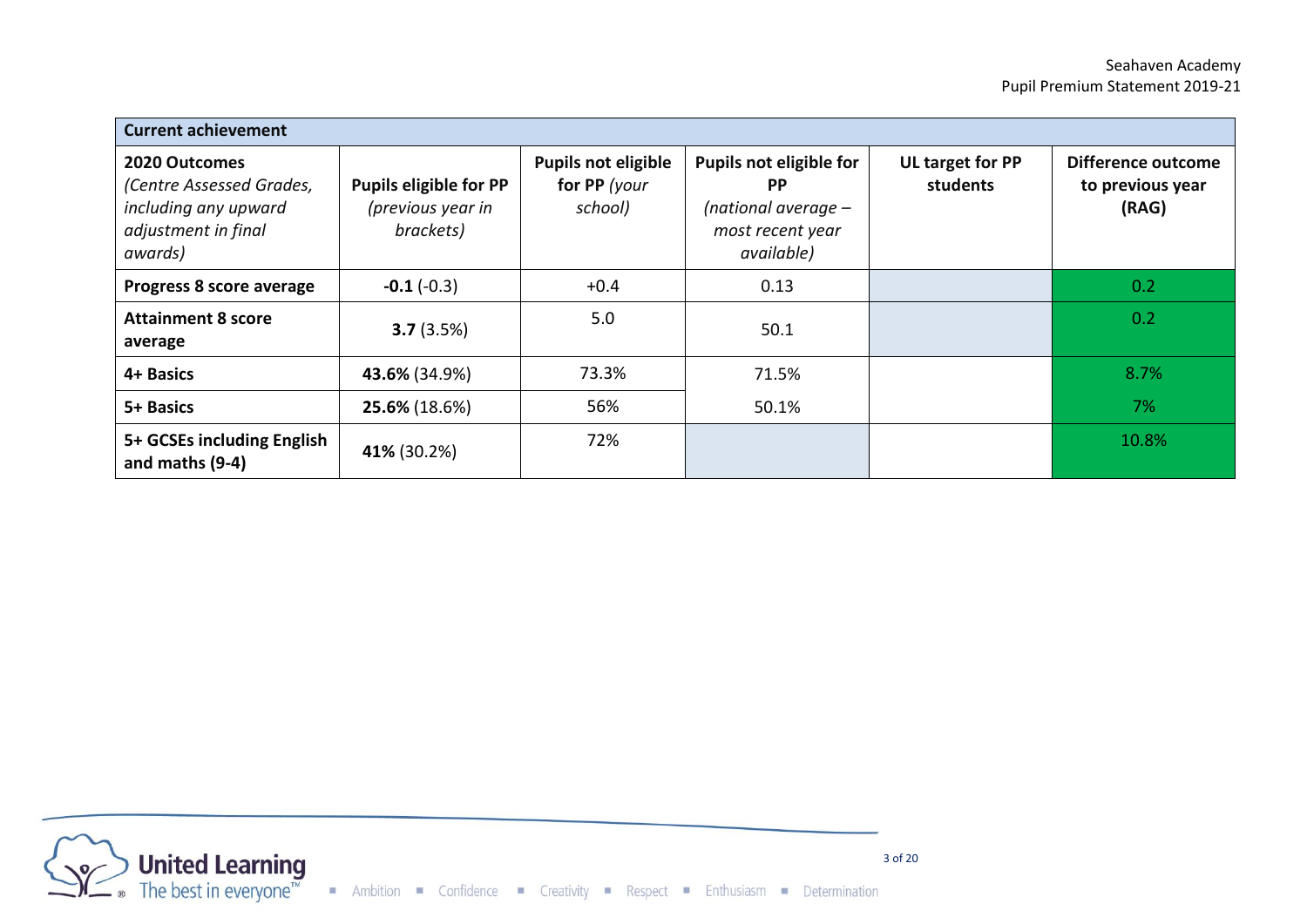| Current achievement | | | | | |
|---|---|---|---|---|---|
| **2020 Outcomes** *(Centre Assessed Grades, including any upward adjustment in final awards)* | **Pupils eligible for PP** *(previous year in brackets)* | **Pupils not eligible for PP** *(your school)* | **Pupils not eligible for PP** *(national average – most recent year available)* | **UL target for PP students** | **Difference outcome to previous year (RAG)** |
| **Progress 8 score average** | **-0.1** (-0.3) | +0.4 | 0.13 | | 0.2 |
| **Attainment 8 score average** | **3.7** (3.5%) | 5.0 | 50.1 | | 0.2 |
| **4+ Basics** | **43.6%** (34.9%) | 73.3% | 71.5% | | 8.7% |
| **5+ Basics** | **25.6%** (18.6%) | 56% | 50.1% | | 7% |
| **5+ GCSEs including English and maths (9-4)** | **41%** (30.2%) | 72% | | | 10.8% |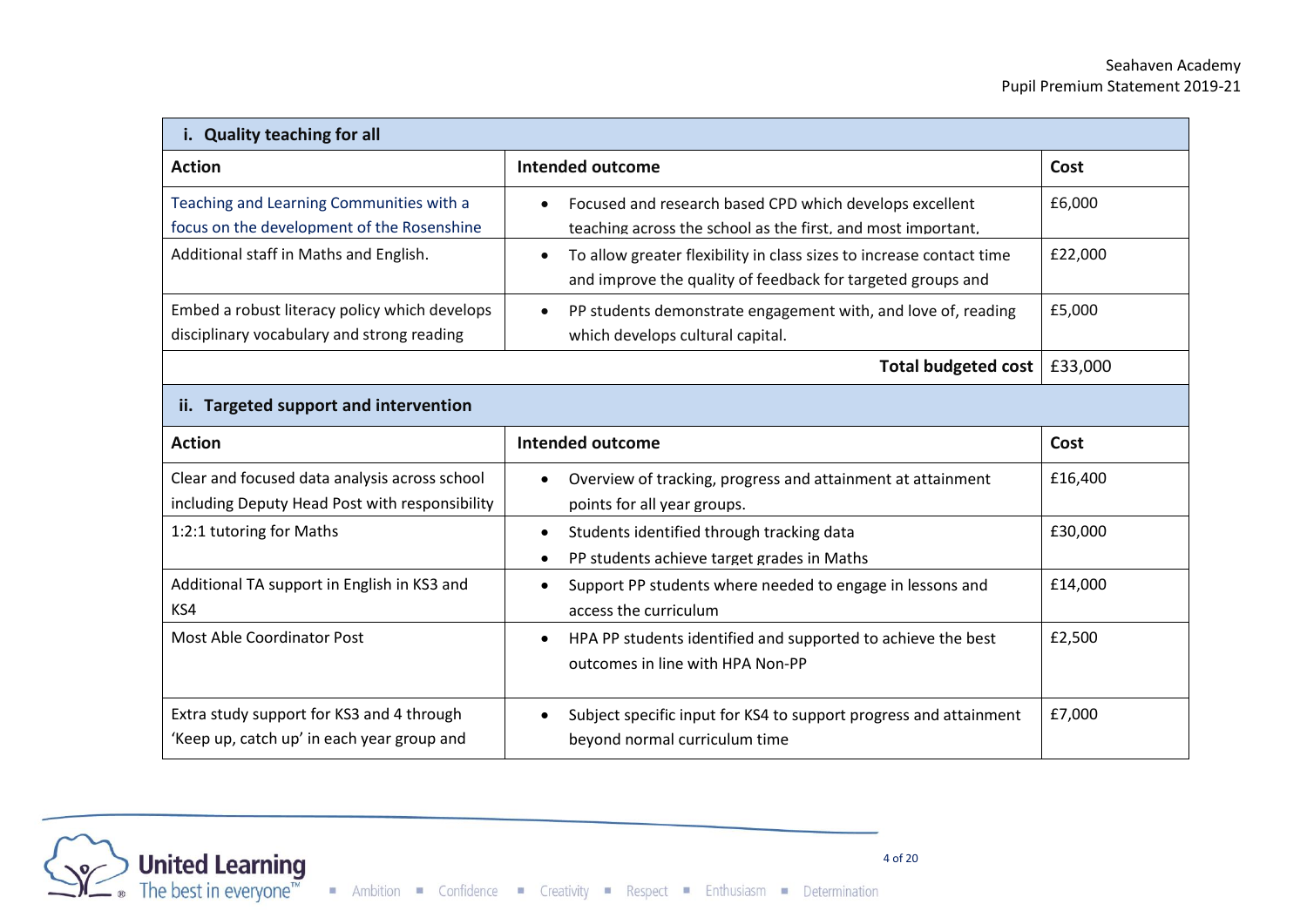| i. Quality teaching for all | | |
|---|---|---|
| **Action** | **Intended outcome** | **Cost** |
| Teaching and Learning Communities with a focus on the development of the Rosenshine | • Focused and research based CPD which develops excellent teaching across the school as the first, and most important, | £6,000 |
| Additional staff in Maths and English. | • To allow greater flexibility in class sizes to increase contact time and improve the quality of feedback for targeted groups and | £22,000 |
| Embed a robust literacy policy which develops disciplinary vocabulary and strong reading | • PP students demonstrate engagement with, and love of, reading which develops cultural capital. | £5,000 |
| | **Total budgeted cost** | £33,000 |

| ii. Targeted support and intervention | | |
|---|---|---|
| **Action** | **Intended outcome** | **Cost** |
| Clear and focused data analysis across school including Deputy Head Post with responsibility | • Overview of tracking, progress and attainment at attainment points for all year groups. | £16,400 |
| 1:2:1 tutoring for Maths | • Students identified through tracking data<br>• PP students achieve target grades in Maths | £30,000 |
| Additional TA support in English in KS3 and KS4 | • Support PP students where needed to engage in lessons and access the curriculum | £14,000 |
| Most Able Coordinator Post | • HPA PP students identified and supported to achieve the best outcomes in line with HPA Non-PP | £2,500 |
| Extra study support for KS3 and 4 through 'Keep up, catch up' in each year group and | • Subject specific input for KS4 to support progress and attainment beyond normal curriculum time | £7,000 |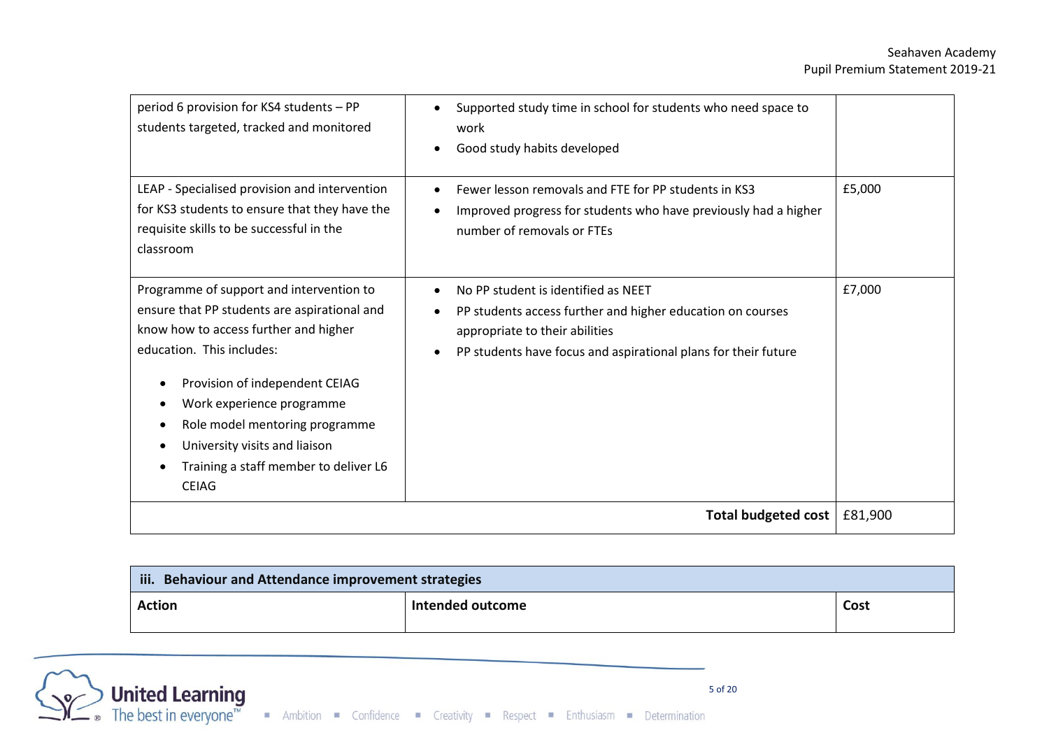| | | |
|---|---|---|
| period 6 provision for KS4 students – PP students targeted, tracked and monitored | • Supported study time in school for students who need space to work<br>• Good study habits developed | |
| LEAP - Specialised provision and intervention for KS3 students to ensure that they have the requisite skills to be successful in the classroom | • Fewer lesson removals and FTE for PP students in KS3<br>• Improved progress for students who have previously had a higher number of removals or FTEs | £5,000 |
| Programme of support and intervention to ensure that PP students are aspirational and know how to access further and higher education. This includes:<br>• Provision of independent CEIAG<br>• Work experience programme<br>• Role model mentoring programme<br>• University visits and liaison<br>• Training a staff member to deliver L6 CEIAG | • No PP student is identified as NEET<br>• PP students access further and higher education on courses appropriate to their abilities<br>• PP students have focus and aspirational plans for their future | £7,000 |
| | **Total budgeted cost** | £81,900 |

| **iii. Behaviour and Attendance improvement strategies** | | |
|---|---|---|
| **Action** | **Intended outcome** | **Cost** |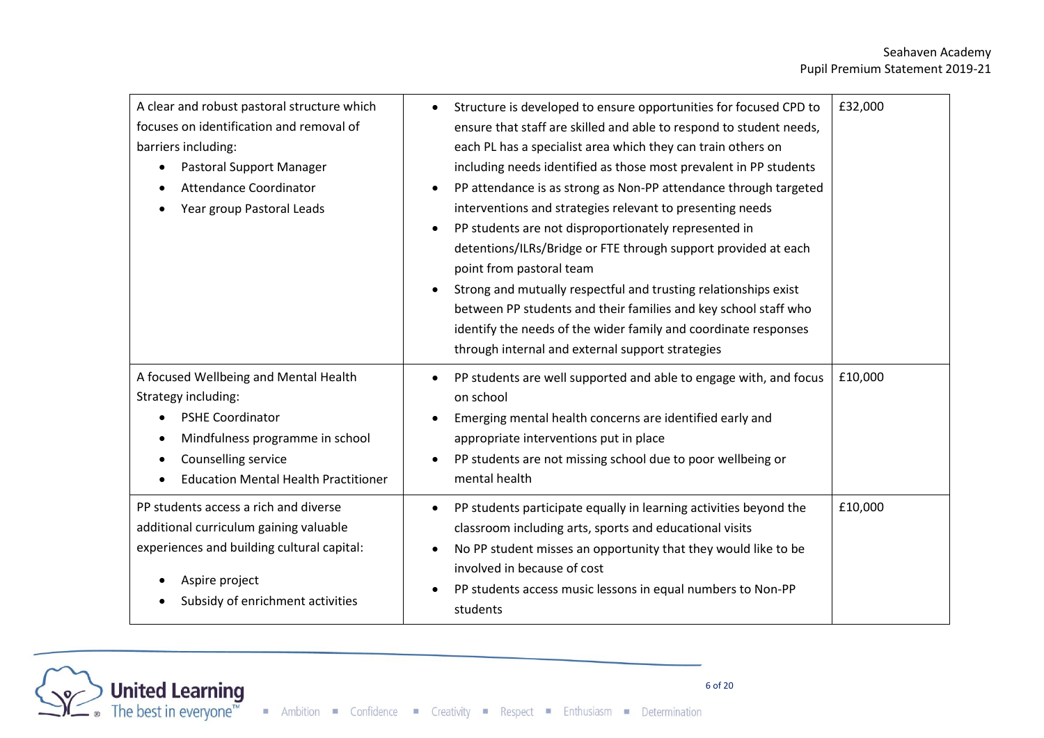| | | |
|---|---|---|
| A clear and robust pastoral structure which focuses on identification and removal of barriers including:<br>• Pastoral Support Manager<br>• Attendance Coordinator<br>• Year group Pastoral Leads | • Structure is developed to ensure opportunities for focused CPD to ensure that staff are skilled and able to respond to student needs, each PL has a specialist area which they can train others on including needs identified as those most prevalent in PP students<br>• PP attendance is as strong as Non-PP attendance through targeted interventions and strategies relevant to presenting needs<br>• PP students are not disproportionately represented in detentions/ILRs/Bridge or FTE through support provided at each point from pastoral team<br>• Strong and mutually respectful and trusting relationships exist between PP students and their families and key school staff who identify the needs of the wider family and coordinate responses through internal and external support strategies | £32,000 |
| A focused Wellbeing and Mental Health Strategy including:<br>• PSHE Coordinator<br>• Mindfulness programme in school<br>• Counselling service<br>• Education Mental Health Practitioner | • PP students are well supported and able to engage with, and focus on school<br>• Emerging mental health concerns are identified early and appropriate interventions put in place<br>• PP students are not missing school due to poor wellbeing or mental health | £10,000 |
| PP students access a rich and diverse additional curriculum gaining valuable experiences and building cultural capital:<br>• Aspire project<br>• Subsidy of enrichment activities | • PP students participate equally in learning activities beyond the classroom including arts, sports and educational visits<br>• No PP student misses an opportunity that they would like to be involved in because of cost<br>• PP students access music lessons in equal numbers to Non-PP students | £10,000 |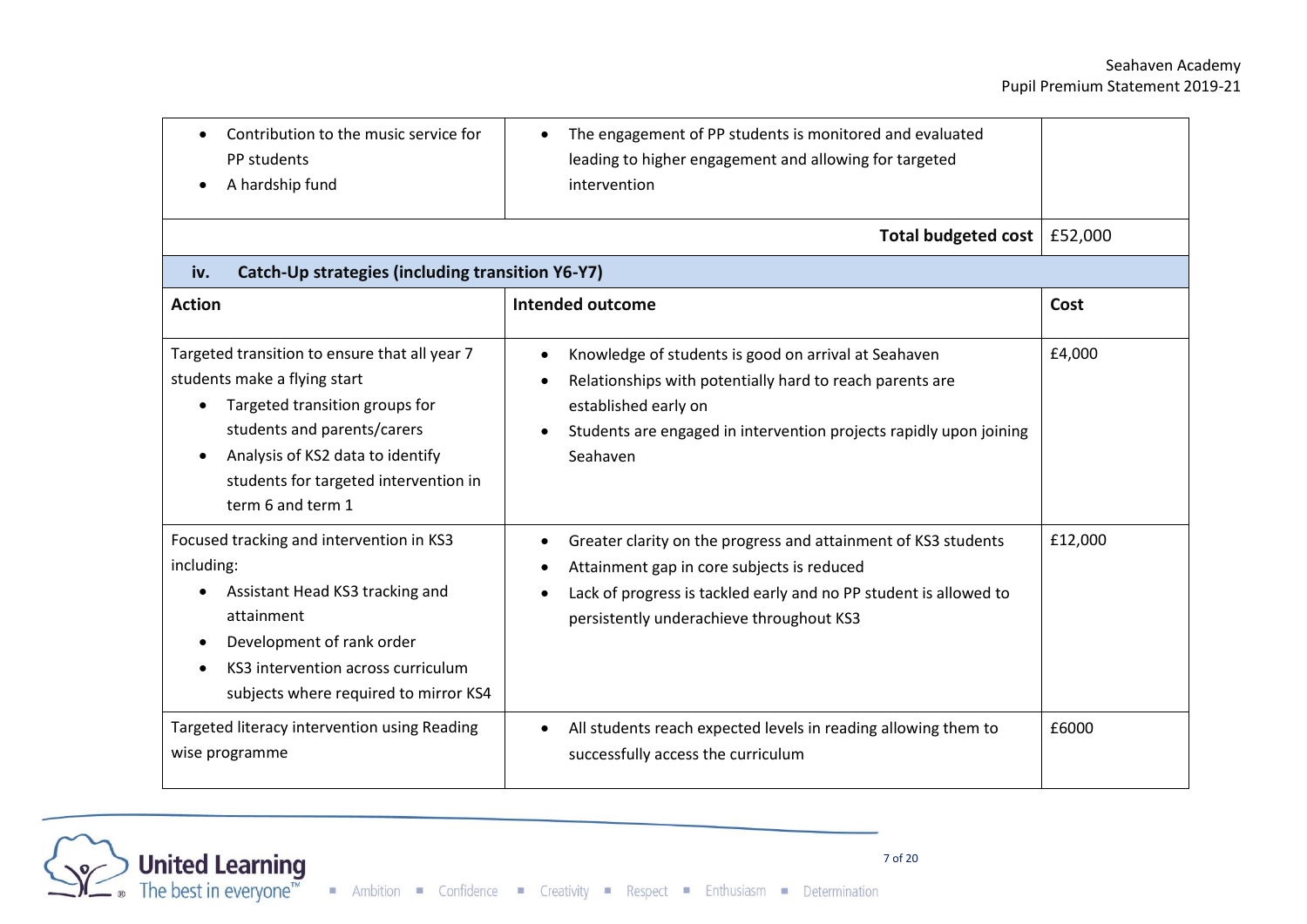| | | |
|---|---|---|
| • Contribution to the music service for PP students<br>• A hardship fund | • The engagement of PP students is monitored and evaluated leading to higher engagement and allowing for targeted intervention | |
| | **Total budgeted cost** | £52,000 |
| **iv. Catch-Up strategies (including transition Y6-Y7)** | | |
| **Action** | **Intended outcome** | **Cost** |
| Targeted transition to ensure that all year 7 students make a flying start<br>• Targeted transition groups for students and parents/carers<br>• Analysis of KS2 data to identify students for targeted intervention in term 6 and term 1 | • Knowledge of students is good on arrival at Seahaven<br>• Relationships with potentially hard to reach parents are established early on<br>• Students are engaged in intervention projects rapidly upon joining Seahaven | £4,000 |
| Focused tracking and intervention in KS3 including:<br>• Assistant Head KS3 tracking and attainment<br>• Development of rank order<br>• KS3 intervention across curriculum subjects where required to mirror KS4 | • Greater clarity on the progress and attainment of KS3 students<br>• Attainment gap in core subjects is reduced<br>• Lack of progress is tackled early and no PP student is allowed to persistently underachieve throughout KS3 | £12,000 |
| Targeted literacy intervention using Reading wise programme | • All students reach expected levels in reading allowing them to successfully access the curriculum | £6000 |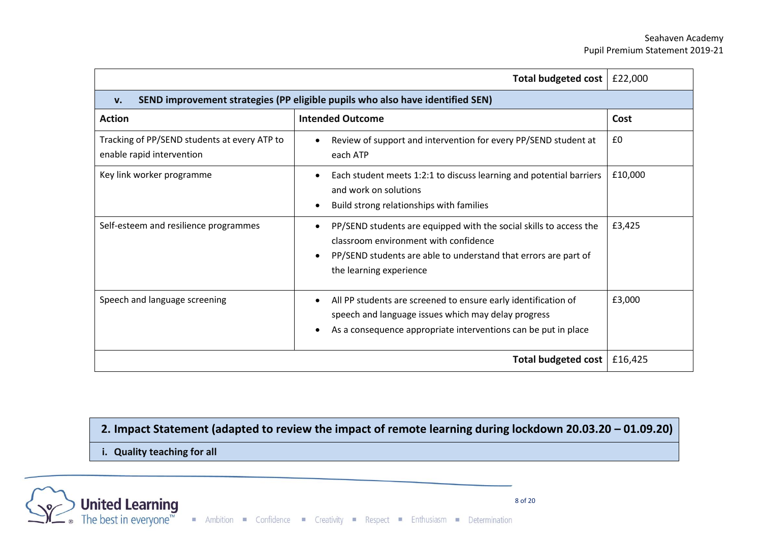| | Total budgeted cost | £22,000 |
|---|---|---|

| **v. SEND improvement strategies (PP eligible pupils who also have identified SEN)** | | |
|---|---|---|
| **Action** | **Intended Outcome** | **Cost** |
| Tracking of PP/SEND students at every ATP to enable rapid intervention | • Review of support and intervention for every PP/SEND student at each ATP | £0 |
| Key link worker programme | • Each student meets 1:2:1 to discuss learning and potential barriers and work on solutions<br>• Build strong relationships with families | £10,000 |
| Self-esteem and resilience programmes | • PP/SEND students are equipped with the social skills to access the classroom environment with confidence<br>• PP/SEND students are able to understand that errors are part of the learning experience | £3,425 |
| Speech and language screening | • All PP students are screened to ensure early identification of speech and language issues which may delay progress<br>• As a consequence appropriate interventions can be put in place | £3,000 |
| | **Total budgeted cost** | £16,425 |

## 2. Impact Statement (adapted to review the impact of remote learning during lockdown 20.03.20 – 01.09.20)

### i. Quality teaching for all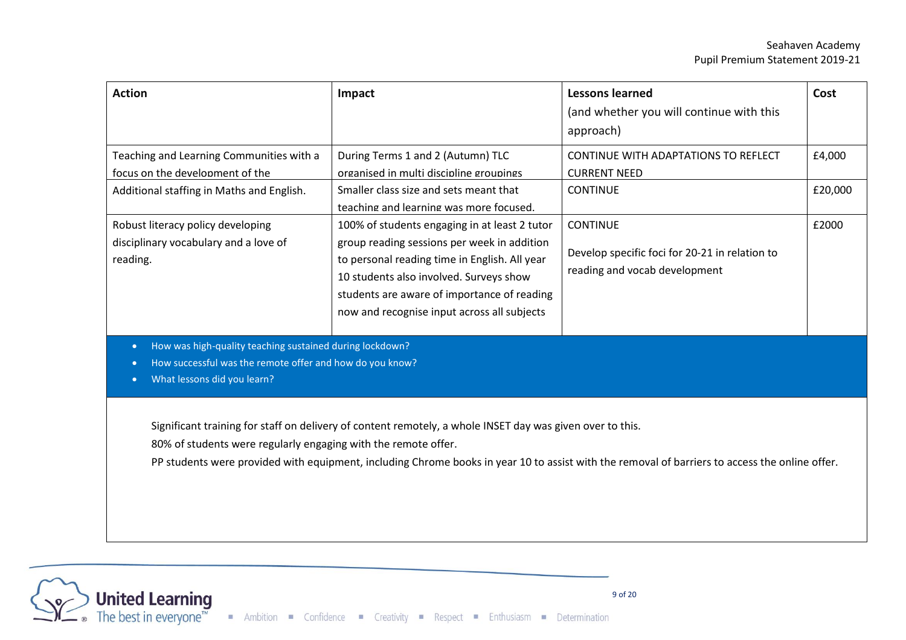| Action | Impact | Lessons learned (and whether you will continue with this approach) | Cost |
|---|---|---|---|
| Teaching and Learning Communities with a focus on the development of the | During Terms 1 and 2 (Autumn) TLC organised in multi discipline groupings | CONTINUE WITH ADAPTATIONS TO REFLECT CURRENT NEED | £4,000 |
| Additional staffing in Maths and English. | Smaller class size and sets meant that teaching and learning was more focused. | CONTINUE | £20,000 |
| Robust literacy policy developing disciplinary vocabulary and a love of reading. | 100% of students engaging in at least 2 tutor group reading sessions per week in addition to personal reading time in English. All year 10 students also involved. Surveys show students are aware of importance of reading now and recognise input across all subjects | CONTINUE<br><br>Develop specific foci for 20-21 in relation to reading and vocab development | £2000 |

- How was high-quality teaching sustained during lockdown?
- How successful was the remote offer and how do you know?
- What lessons did you learn?

Significant training for staff on delivery of content remotely, a whole INSET day was given over to this.

80% of students were regularly engaging with the remote offer.

PP students were provided with equipment, including Chrome books in year 10 to assist with the removal of barriers to access the online offer.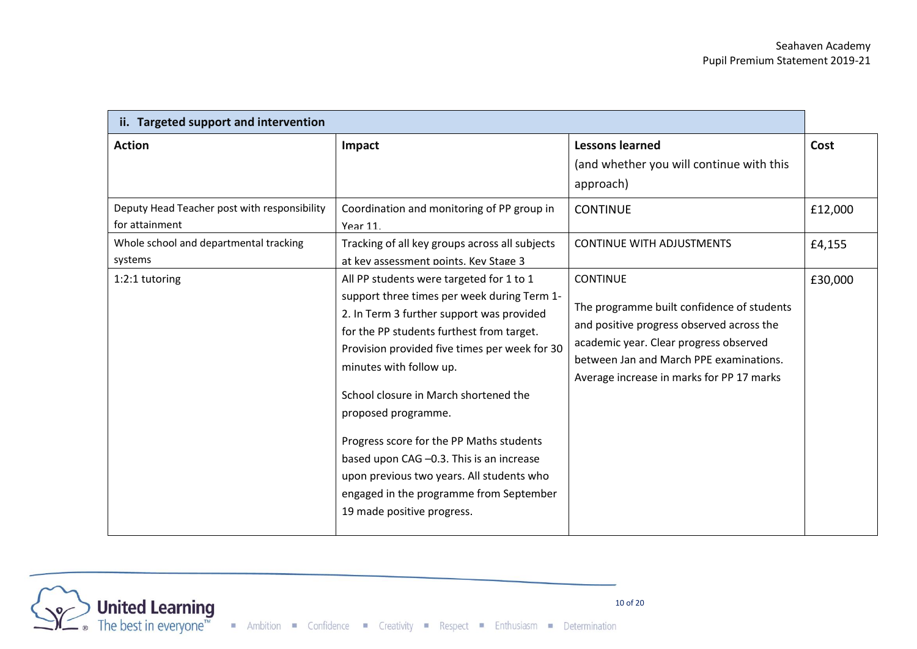| ii. Targeted support and intervention | | | |
|---|---|---|---|
| **Action** | **Impact** | **Lessons learned** (and whether you will continue with this approach) | **Cost** |
| Deputy Head Teacher post with responsibility for attainment | Coordination and monitoring of PP group in Year 11. | CONTINUE | £12,000 |
| Whole school and departmental tracking systems | Tracking of all key groups across all subjects at key assessment points. Key Stage 3 | CONTINUE WITH ADJUSTMENTS | £4,155 |
| 1:2:1 tutoring | All PP students were targeted for 1 to 1 support three times per week during Term 1-2. In Term 3 further support was provided for the PP students furthest from target. Provision provided five times per week for 30 minutes with follow up.<br><br>School closure in March shortened the proposed programme.<br><br>Progress score for the PP Maths students based upon CAG –0.3. This is an increase upon previous two years. All students who engaged in the programme from September 19 made positive progress. | CONTINUE<br><br>The programme built confidence of students and positive progress observed across the academic year. Clear progress observed between Jan and March PPE examinations. Average increase in marks for PP 17 marks | £30,000 |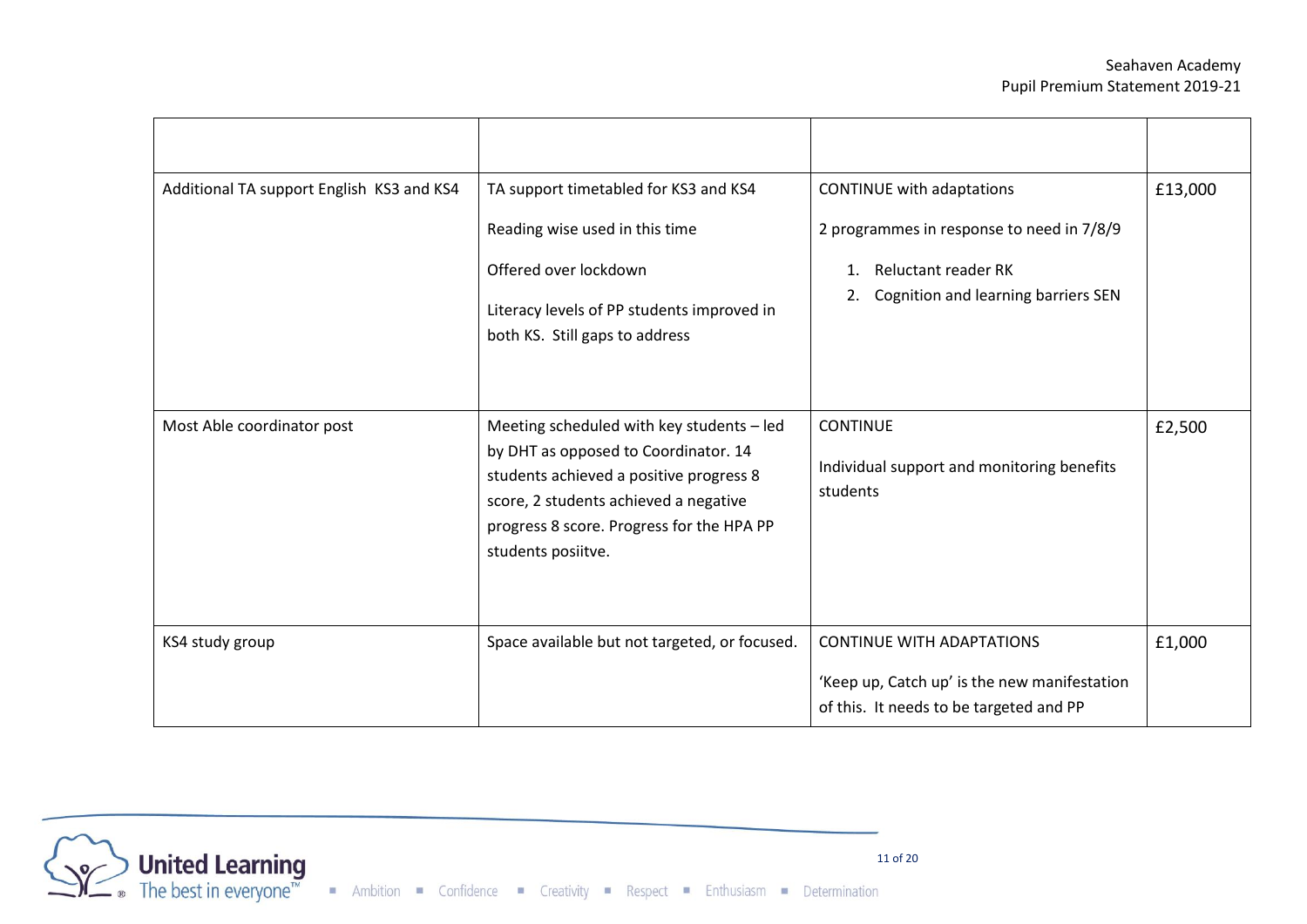| | | | |
|---|---|---|---|
| Additional TA support English KS3 and KS4 | TA support timetabled for KS3 and KS4<br><br>Reading wise used in this time<br><br>Offered over lockdown<br><br>Literacy levels of PP students improved in both KS. Still gaps to address | CONTINUE with adaptations<br><br>2 programmes in response to need in 7/8/9<br><br>1. Reluctant reader RK<br>2. Cognition and learning barriers SEN | £13,000 |
| Most Able coordinator post | Meeting scheduled with key students – led by DHT as opposed to Coordinator. 14 students achieved a positive progress 8 score, 2 students achieved a negative progress 8 score. Progress for the HPA PP students posiitve. | CONTINUE<br><br>Individual support and monitoring benefits students | £2,500 |
| KS4 study group | Space available but not targeted, or focused. | CONTINUE WITH ADAPTATIONS<br><br>'Keep up, Catch up' is the new manifestation of this. It needs to be targeted and PP | £1,000 |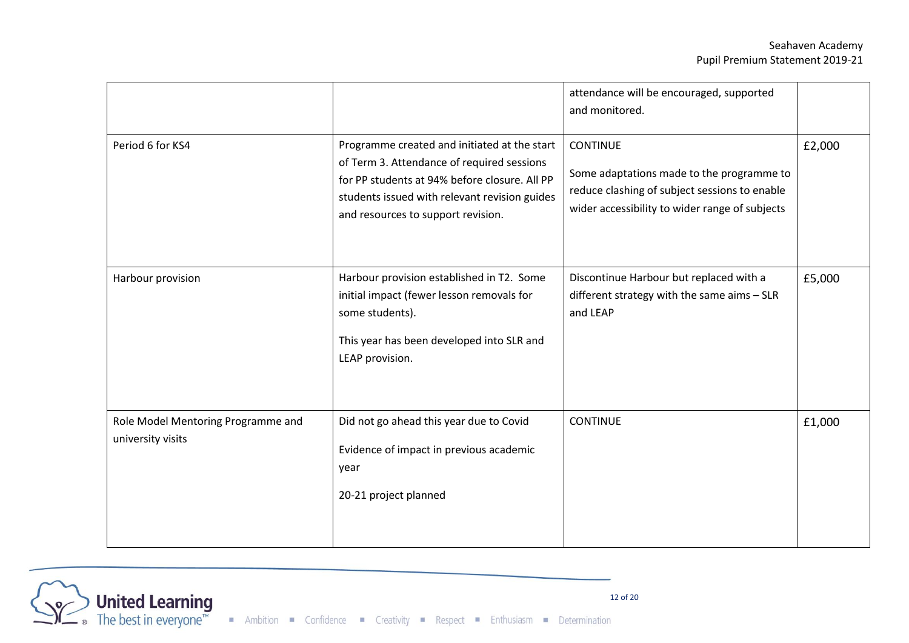| | | | |
|---|---|---|---|
| | | attendance will be encouraged, supported and monitored. | |
| Period 6 for KS4 | Programme created and initiated at the start of Term 3. Attendance of required sessions for PP students at 94% before closure. All PP students issued with relevant revision guides and resources to support revision. | CONTINUE<br><br>Some adaptations made to the programme to reduce clashing of subject sessions to enable wider accessibility to wider range of subjects | £2,000 |
| Harbour provision | Harbour provision established in T2. Some initial impact (fewer lesson removals for some students).<br><br>This year has been developed into SLR and LEAP provision. | Discontinue Harbour but replaced with a different strategy with the same aims – SLR and LEAP | £5,000 |
| Role Model Mentoring Programme and university visits | Did not go ahead this year due to Covid<br><br>Evidence of impact in previous academic year<br><br>20-21 project planned | CONTINUE | £1,000 |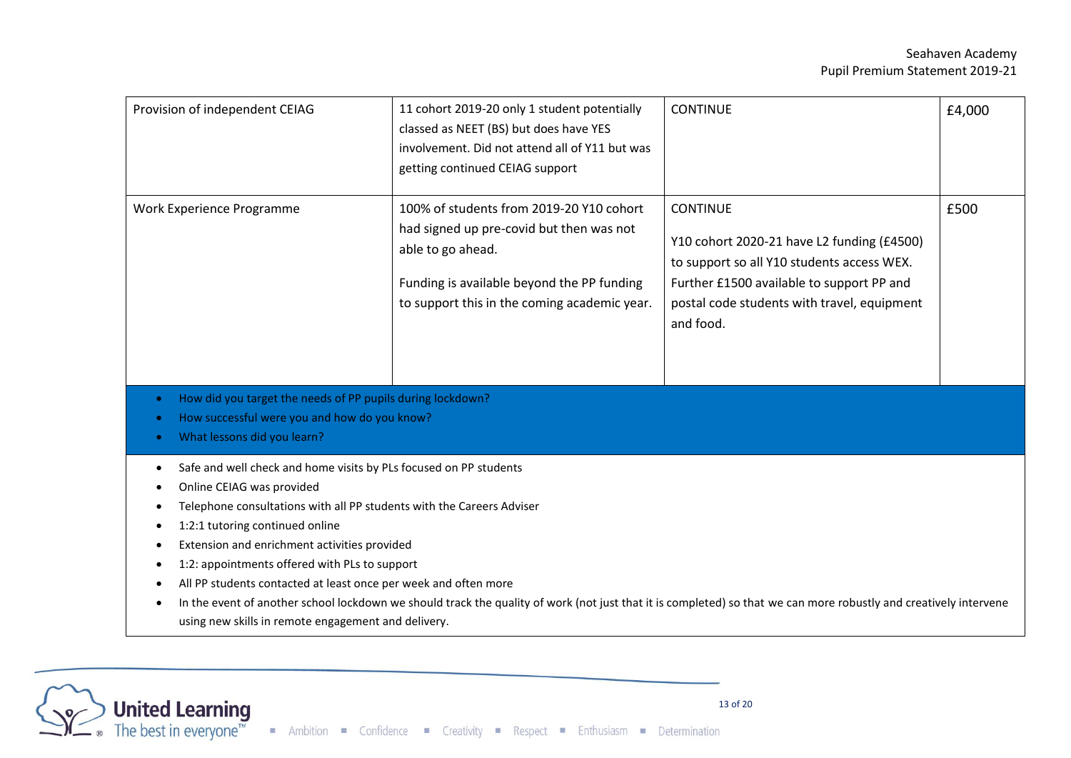| | | | |
|---|---|---|---|
| Provision of independent CEIAG | 11 cohort 2019-20 only 1 student potentially classed as NEET (BS) but does have YES involvement. Did not attend all of Y11 but was getting continued CEIAG support | CONTINUE | £4,000 |
| Work Experience Programme | 100% of students from 2019-20 Y10 cohort had signed up pre-covid but then was not able to go ahead.<br><br>Funding is available beyond the PP funding to support this in the coming academic year. | CONTINUE<br><br>Y10 cohort 2020-21 have L2 funding (£4500) to support so all Y10 students access WEX. Further £1500 available to support PP and postal code students with travel, equipment and food. | £500 |

- How did you target the needs of PP pupils during lockdown?
- How successful were you and how do you know?
- What lessons did you learn?

- Safe and well check and home visits by PLs focused on PP students
- Online CEIAG was provided
- Telephone consultations with all PP students with the Careers Adviser
- 1:2:1 tutoring continued online
- Extension and enrichment activities provided
- 1:2: appointments offered with PLs to support
- All PP students contacted at least once per week and often more
- In the event of another school lockdown we should track the quality of work (not just that it is completed) so that we can more robustly and creatively intervene using new skills in remote engagement and delivery.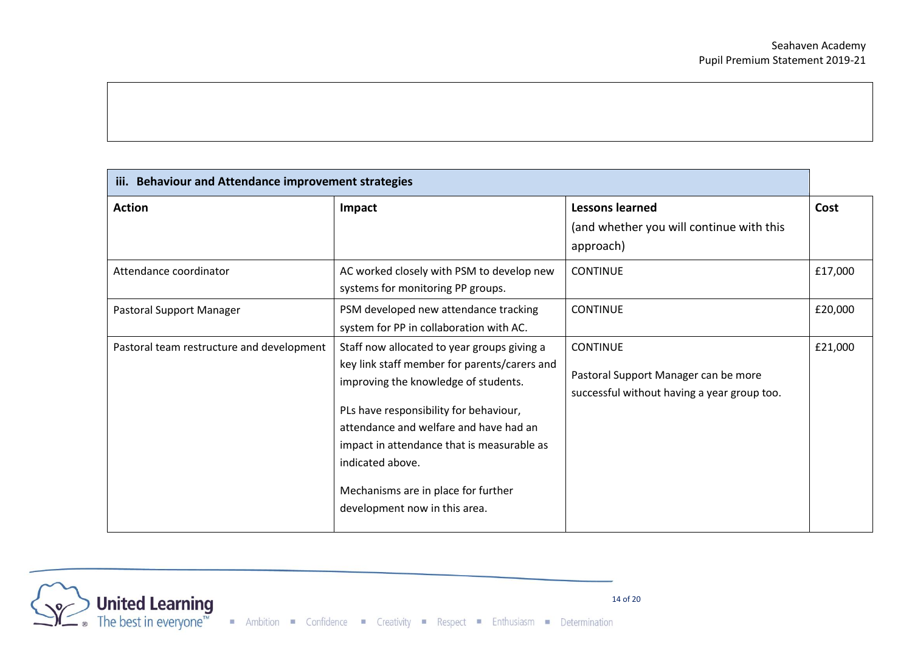| iii. Behaviour and Attendance improvement strategies | | | |
|---|---|---|---|
| **Action** | **Impact** | **Lessons learned** (and whether you will continue with this approach) | **Cost** |
| Attendance coordinator | AC worked closely with PSM to develop new systems for monitoring PP groups. | CONTINUE | £17,000 |
| Pastoral Support Manager | PSM developed new attendance tracking system for PP in collaboration with AC. | CONTINUE | £20,000 |
| Pastoral team restructure and development | Staff now allocated to year groups giving a key link staff member for parents/carers and improving the knowledge of students.<br><br>PLs have responsibility for behaviour, attendance and welfare and have had an impact in attendance that is measurable as indicated above.<br><br>Mechanisms are in place for further development now in this area. | CONTINUE<br><br>Pastoral Support Manager can be more successful without having a year group too. | £21,000 |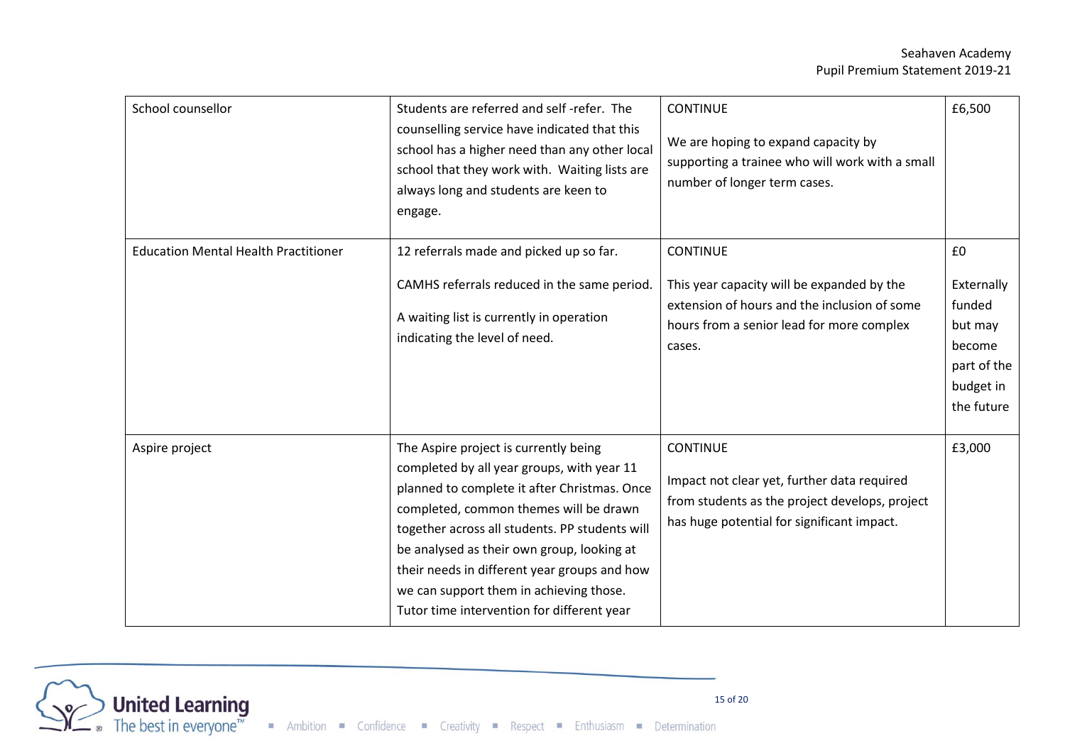| School counsellor | Students are referred and self -refer. The counselling service have indicated that this school has a higher need than any other local school that they work with. Waiting lists are always long and students are keen to engage. | CONTINUE<br><br>We are hoping to expand capacity by supporting a trainee who will work with a small number of longer term cases. | £6,500 |
|---|---|---|---|
| Education Mental Health Practitioner | 12 referrals made and picked up so far.<br><br>CAMHS referrals reduced in the same period.<br><br>A waiting list is currently in operation indicating the level of need. | CONTINUE<br><br>This year capacity will be expanded by the extension of hours and the inclusion of some hours from a senior lead for more complex cases. | £0<br><br>Externally funded but may become part of the budget in the future |
| Aspire project | The Aspire project is currently being completed by all year groups, with year 11 planned to complete it after Christmas. Once completed, common themes will be drawn together across all students. PP students will be analysed as their own group, looking at their needs in different year groups and how we can support them in achieving those. Tutor time intervention for different year | CONTINUE<br><br>Impact not clear yet, further data required from students as the project develops, project has huge potential for significant impact. | £3,000 |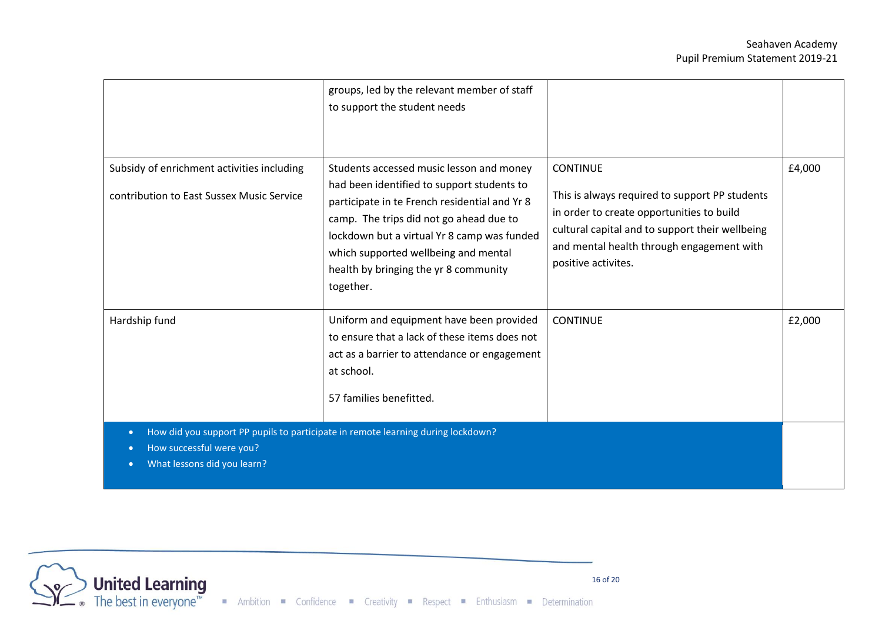| | | | |
|---|---|---|---|
| | groups, led by the relevant member of staff to support the student needs | | |
| Subsidy of enrichment activities including<br><br>contribution to East Sussex Music Service | Students accessed music lesson and money had been identified to support students to participate in te French residential and Yr 8 camp. The trips did not go ahead due to lockdown but a virtual Yr 8 camp was funded which supported wellbeing and mental health by bringing the yr 8 community together. | CONTINUE<br><br>This is always required to support PP students in order to create opportunities to build cultural capital and to support their wellbeing and mental health through engagement with positive activites. | £4,000 |
| Hardship fund | Uniform and equipment have been provided to ensure that a lack of these items does not act as a barrier to attendance or engagement at school.<br><br>57 families benefitted. | CONTINUE | £2,000 |

- How did you support PP pupils to participate in remote learning during lockdown?
- How successful were you?
- What lessons did you learn?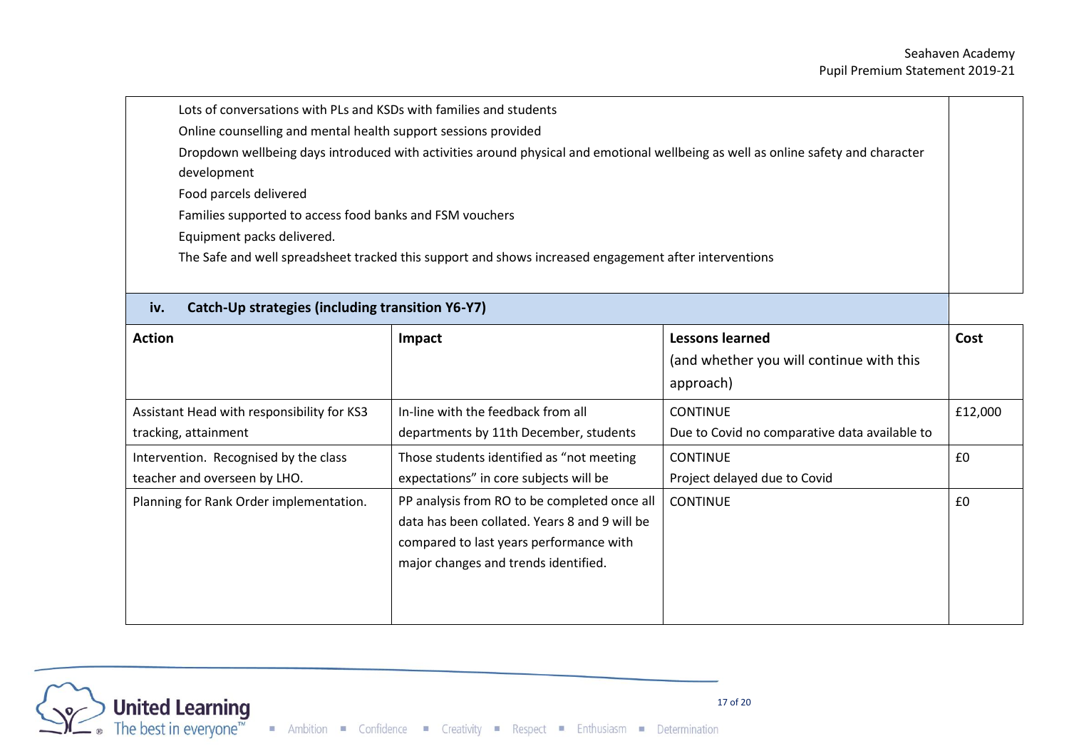Lots of conversations with PLs and KSDs with families and students

Online counselling and mental health support sessions provided

Dropdown wellbeing days introduced with activities around physical and emotional wellbeing as well as online safety and character development

Food parcels delivered

Families supported to access food banks and FSM vouchers

Equipment packs delivered.

The Safe and well spreadsheet tracked this support and shows increased engagement after interventions

### iv. Catch-Up strategies (including transition Y6-Y7)

| Action | Impact | Lessons learned (and whether you will continue with this approach) | Cost |
|---|---|---|---|
| Assistant Head with responsibility for KS3 tracking, attainment | In-line with the feedback from all departments by 11th December, students | CONTINUE<br>Due to Covid no comparative data available to | £12,000 |
| Intervention. Recognised by the class teacher and overseen by LHO. | Those students identified as "not meeting expectations" in core subjects will be | CONTINUE<br>Project delayed due to Covid | £0 |
| Planning for Rank Order implementation. | PP analysis from RO to be completed once all data has been collated. Years 8 and 9 will be compared to last years performance with major changes and trends identified. | CONTINUE | £0 |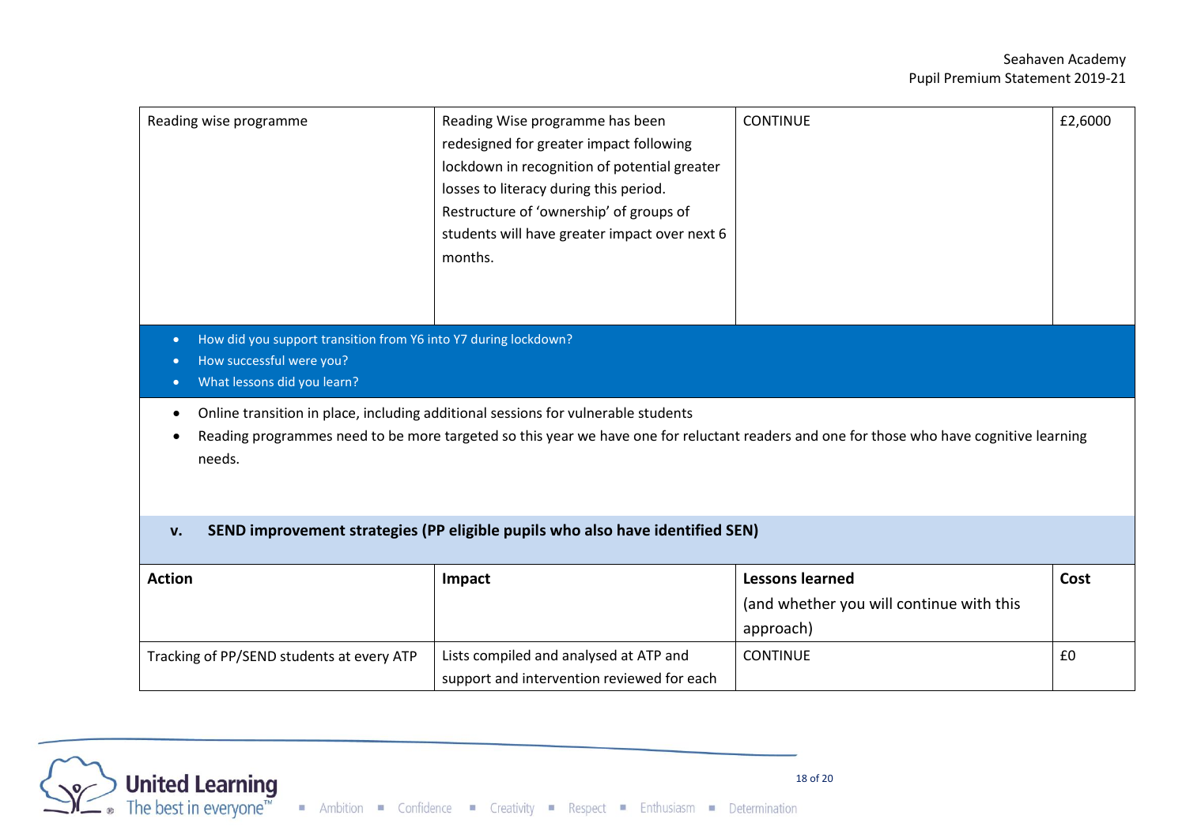| Reading wise programme | Reading Wise programme has been redesigned for greater impact following lockdown in recognition of potential greater losses to literacy during this period. Restructure of 'ownership' of groups of students will have greater impact over next 6 months. | CONTINUE | £2,6000 |
|---|---|---|---|

- How did you support transition from Y6 into Y7 during lockdown?
- How successful were you?
- What lessons did you learn?

- Online transition in place, including additional sessions for vulnerable students
- Reading programmes need to be more targeted so this year we have one for reluctant readers and one for those who have cognitive learning needs.

### v. SEND improvement strategies (PP eligible pupils who also have identified SEN)

| Action | Impact | Lessons learned (and whether you will continue with this approach) | Cost |
|---|---|---|---|
| Tracking of PP/SEND students at every ATP | Lists compiled and analysed at ATP and support and intervention reviewed for each | CONTINUE | £0 |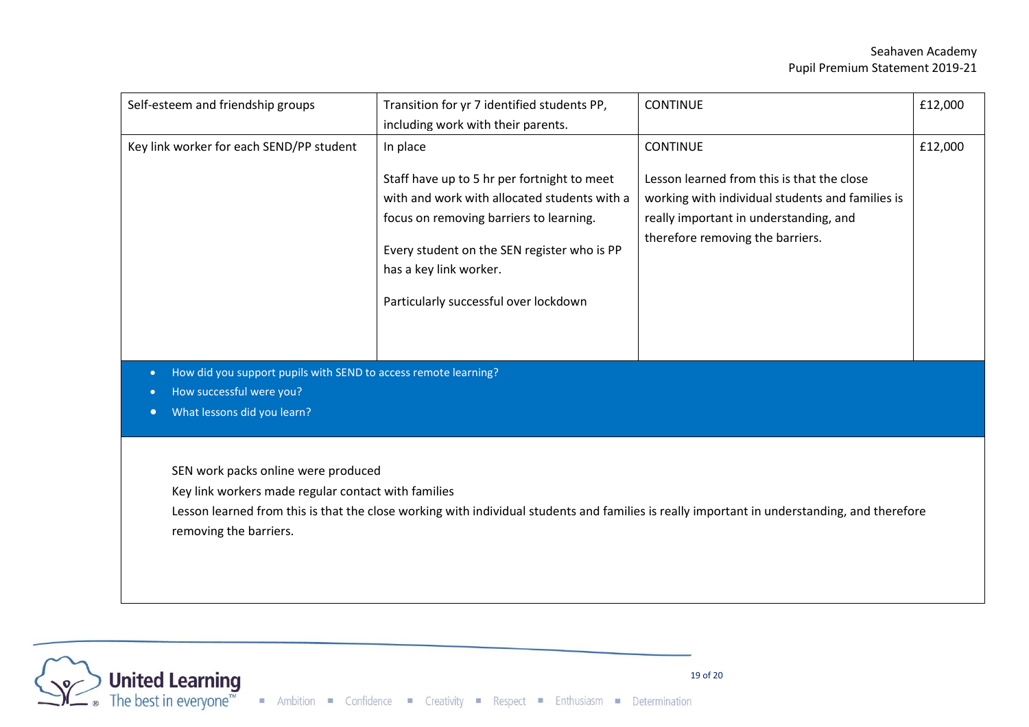| | | | |
|---|---|---|---|
| Self-esteem and friendship groups | Transition for yr 7 identified students PP, including work with their parents. | CONTINUE | £12,000 |
| Key link worker for each SEND/PP student | In place<br><br>Staff have up to 5 hr per fortnight to meet with and work with allocated students with a focus on removing barriers to learning.<br><br>Every student on the SEN register who is PP has a key link worker.<br><br>Particularly successful over lockdown | CONTINUE<br><br>Lesson learned from this is that the close working with individual students and families is really important in understanding, and therefore removing the barriers. | £12,000 |

- How did you support pupils with SEND to access remote learning?
- How successful were you?
- What lessons did you learn?

SEN work packs online were produced

Key link workers made regular contact with families

Lesson learned from this is that the close working with individual students and families is really important in understanding, and therefore removing the barriers.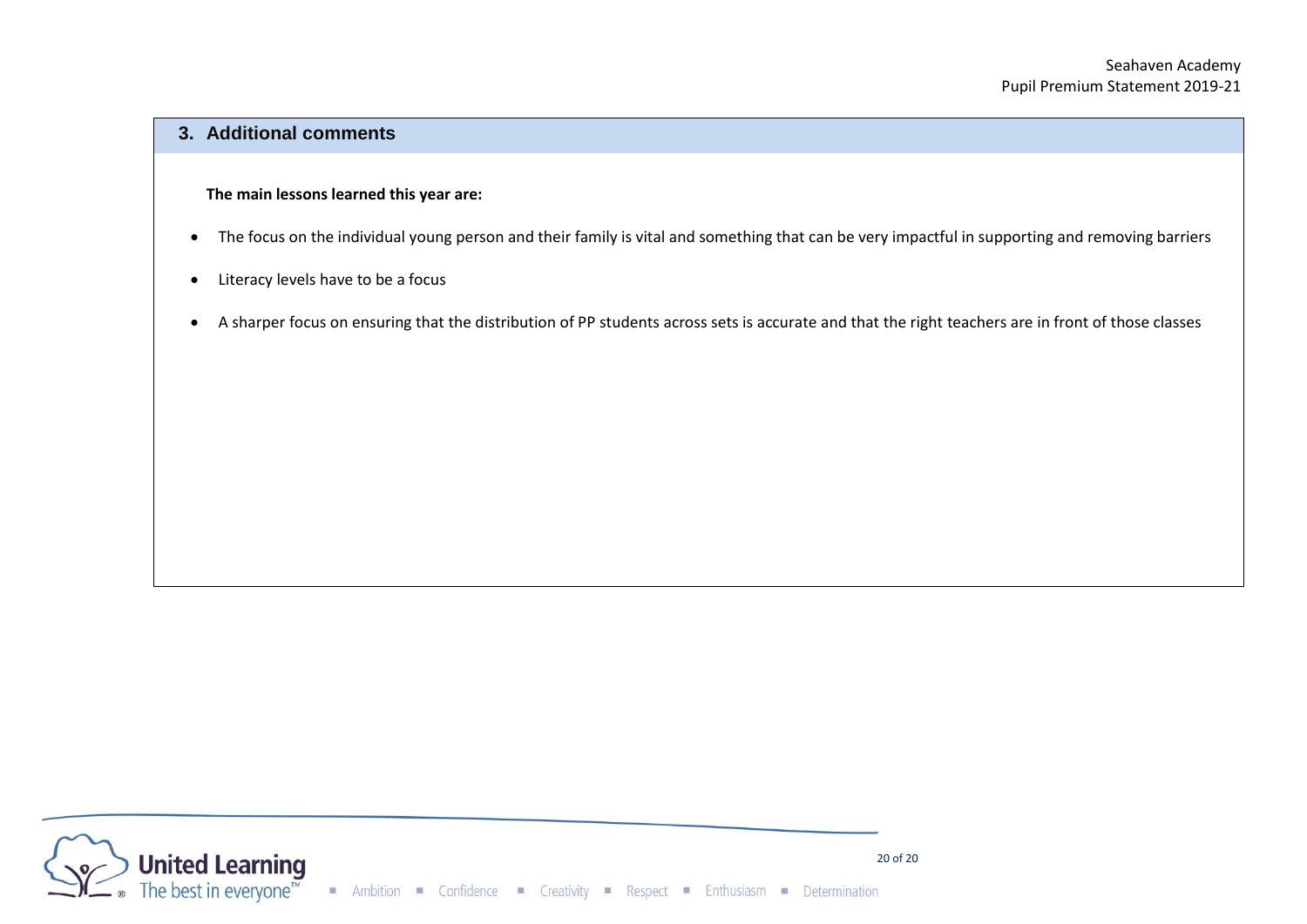## 3. Additional comments

**The main lessons learned this year are:**

- The focus on the individual young person and their family is vital and something that can be very impactful in supporting and removing barriers
- Literacy levels have to be a focus
- A sharper focus on ensuring that the distribution of PP students across sets is accurate and that the right teachers are in front of those classes